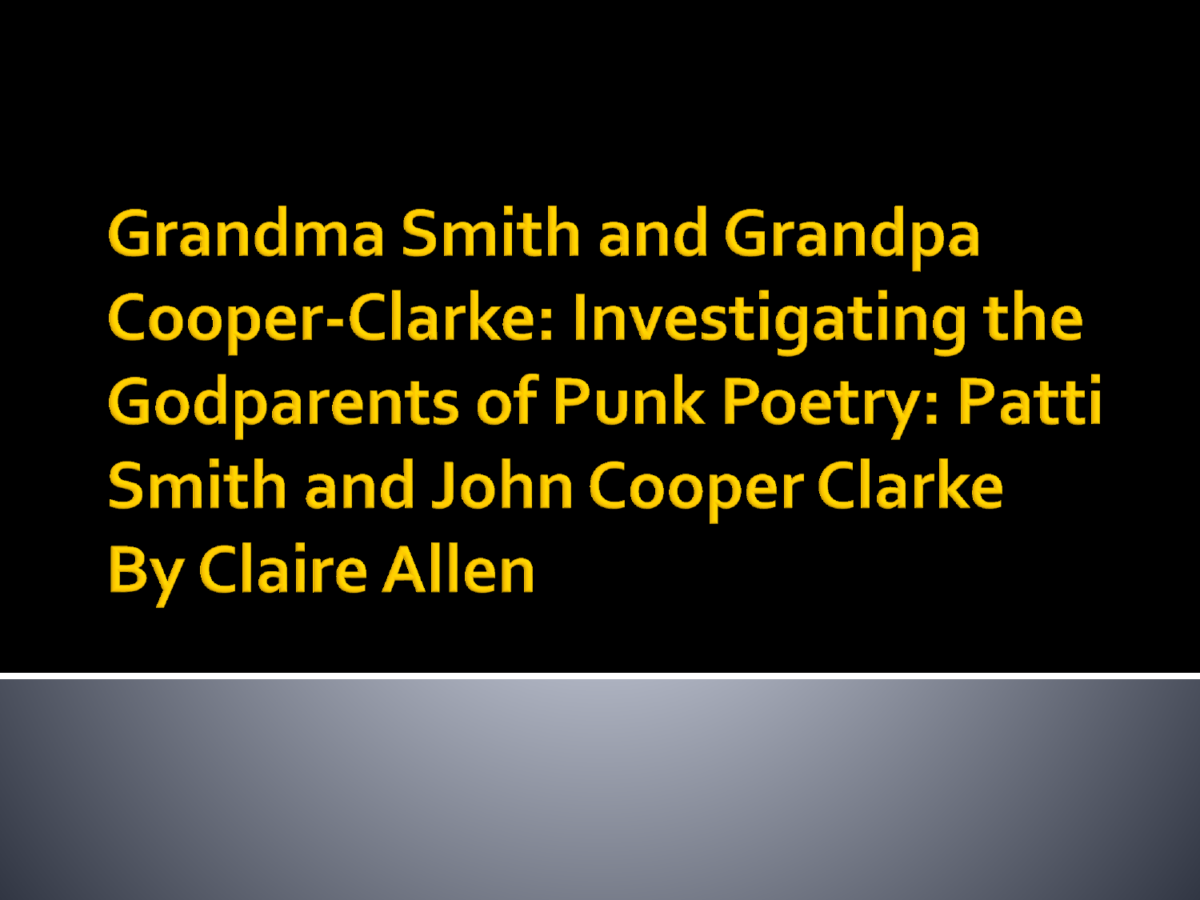# Grandma Smith and Grandpa Cooper-Clarke: Investigating the Godparents of Punk Poetry: Patti Smith and John Cooper Clarke

# By Claire Allen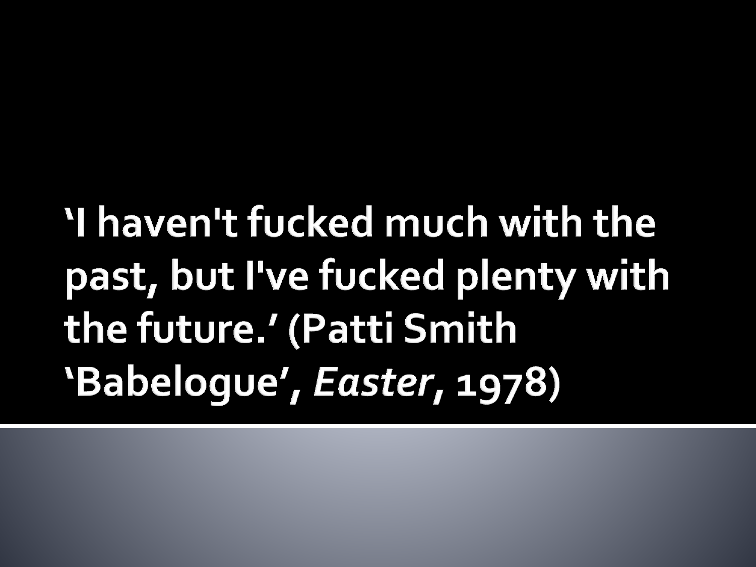# ‘I haven't fucked much with the past, but I've fucked plenty with the future.’ (Patti Smith ‘Babelogue’, *Easter*, 1978)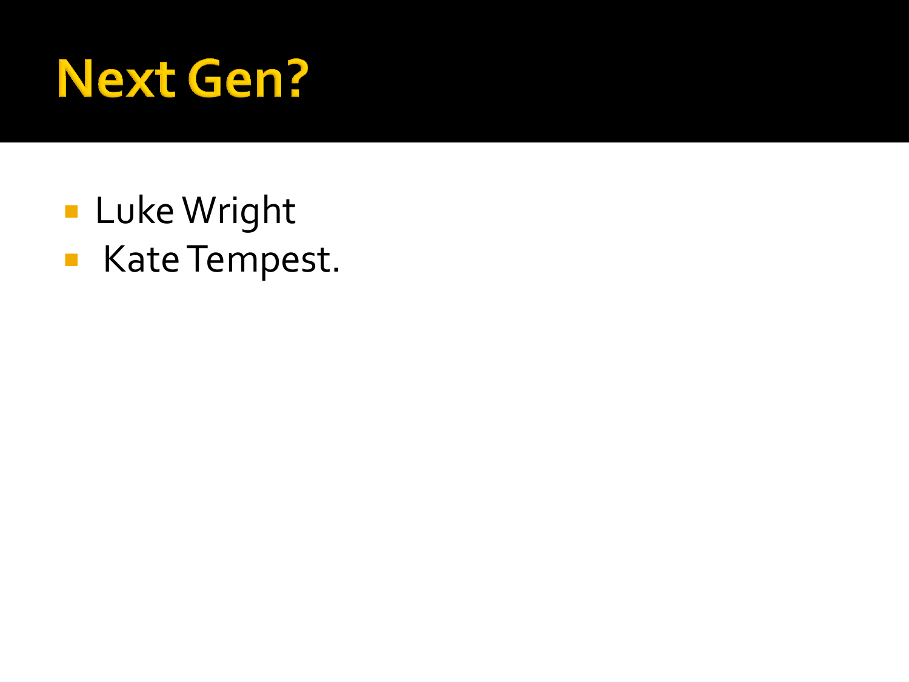# Next Gen?

- Luke Wright
- Kate Tempest.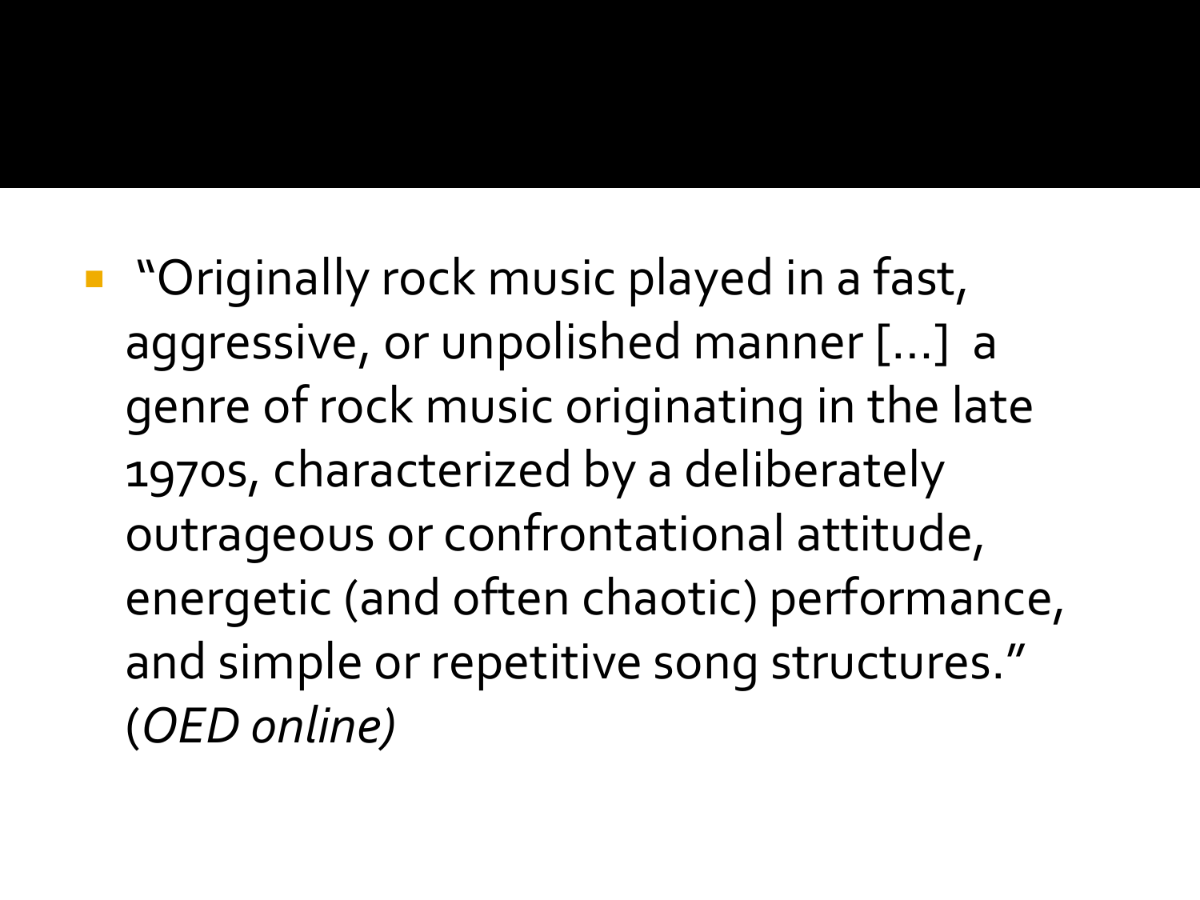- "Originally rock music played in a fast, aggressive, or unpolished manner [...] a genre of rock music originating in the late 1970s, characterized by a deliberately outrageous or confrontational attitude, energetic (and often chaotic) performance, and simple or repetitive song structures." (*OED online*)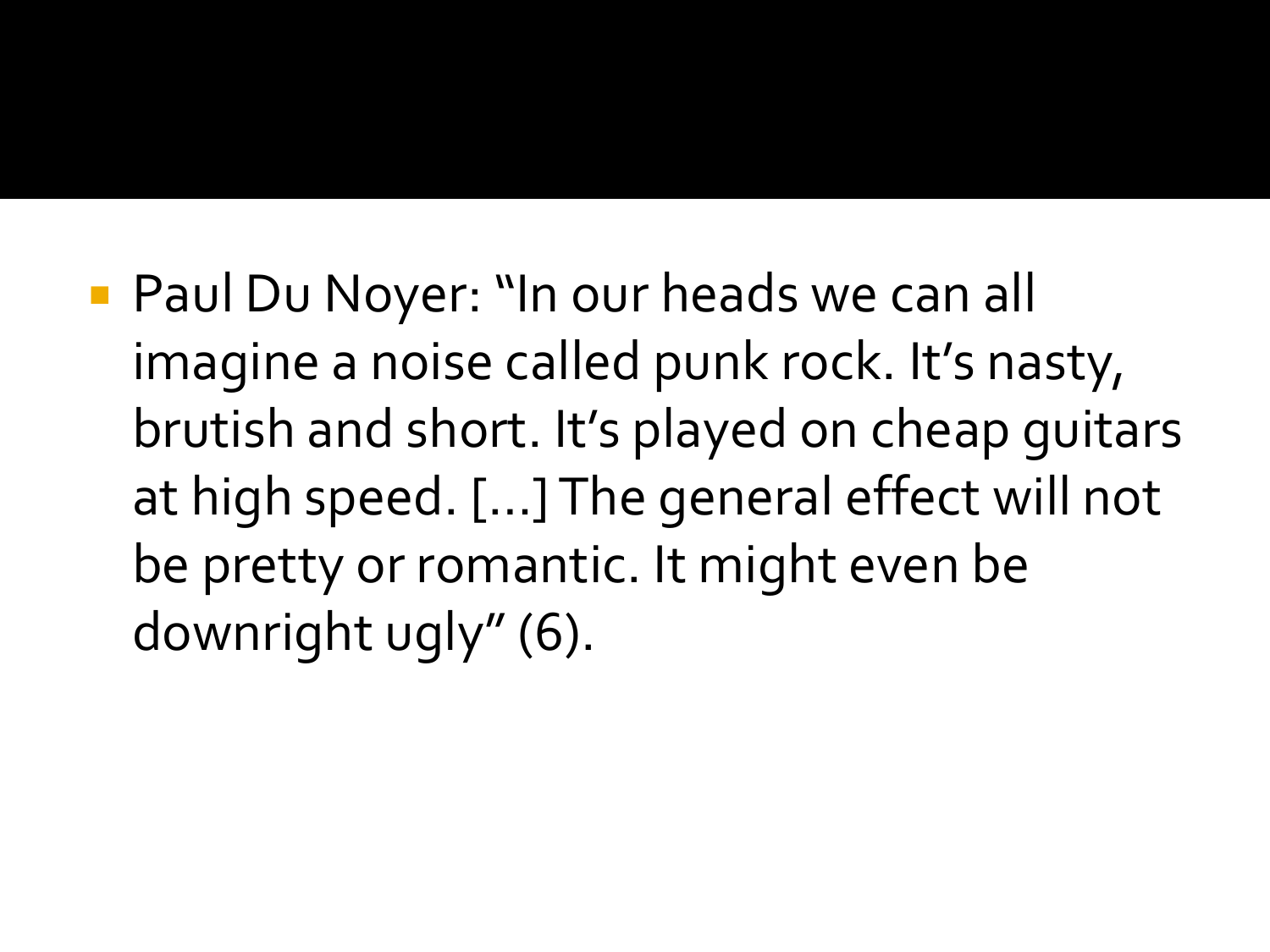- Paul Du Noyer: "In our heads we can all imagine a noise called punk rock. It's nasty, brutish and short. It's played on cheap guitars at high speed. [...] The general effect will not be pretty or romantic. It might even be downright ugly" (6).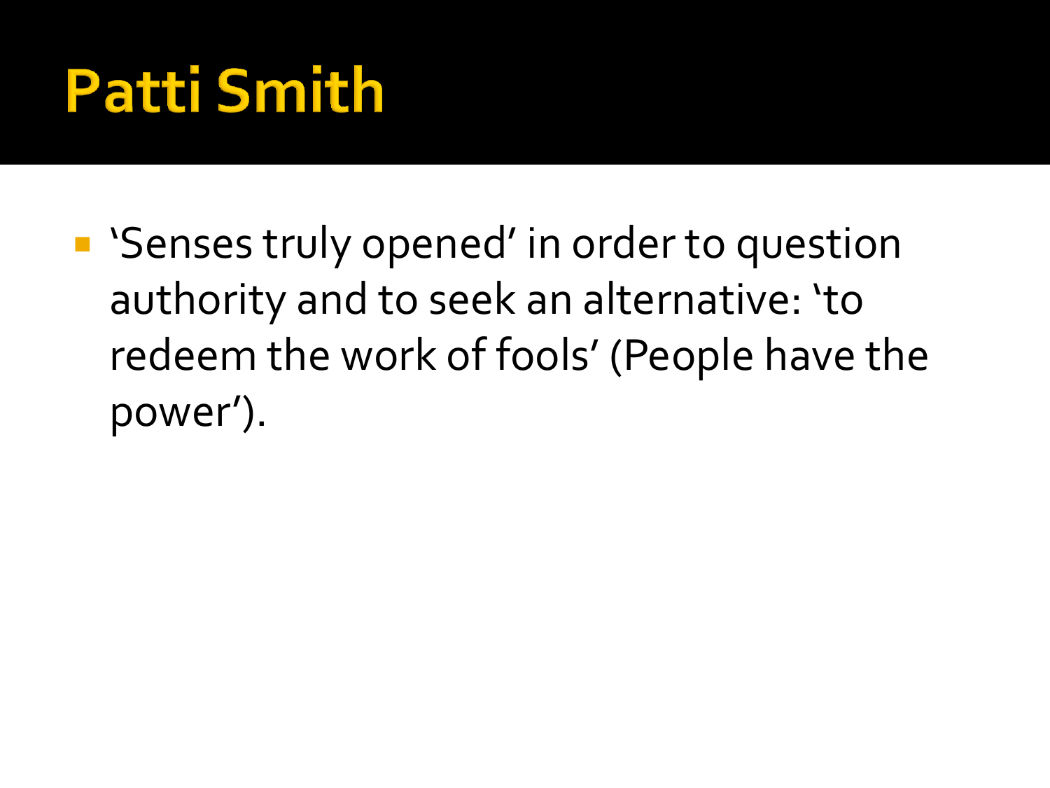# Patti Smith

- ‘Senses truly opened’ in order to question authority and to seek an alternative: ‘to redeem the work of fools’ (People have the power’).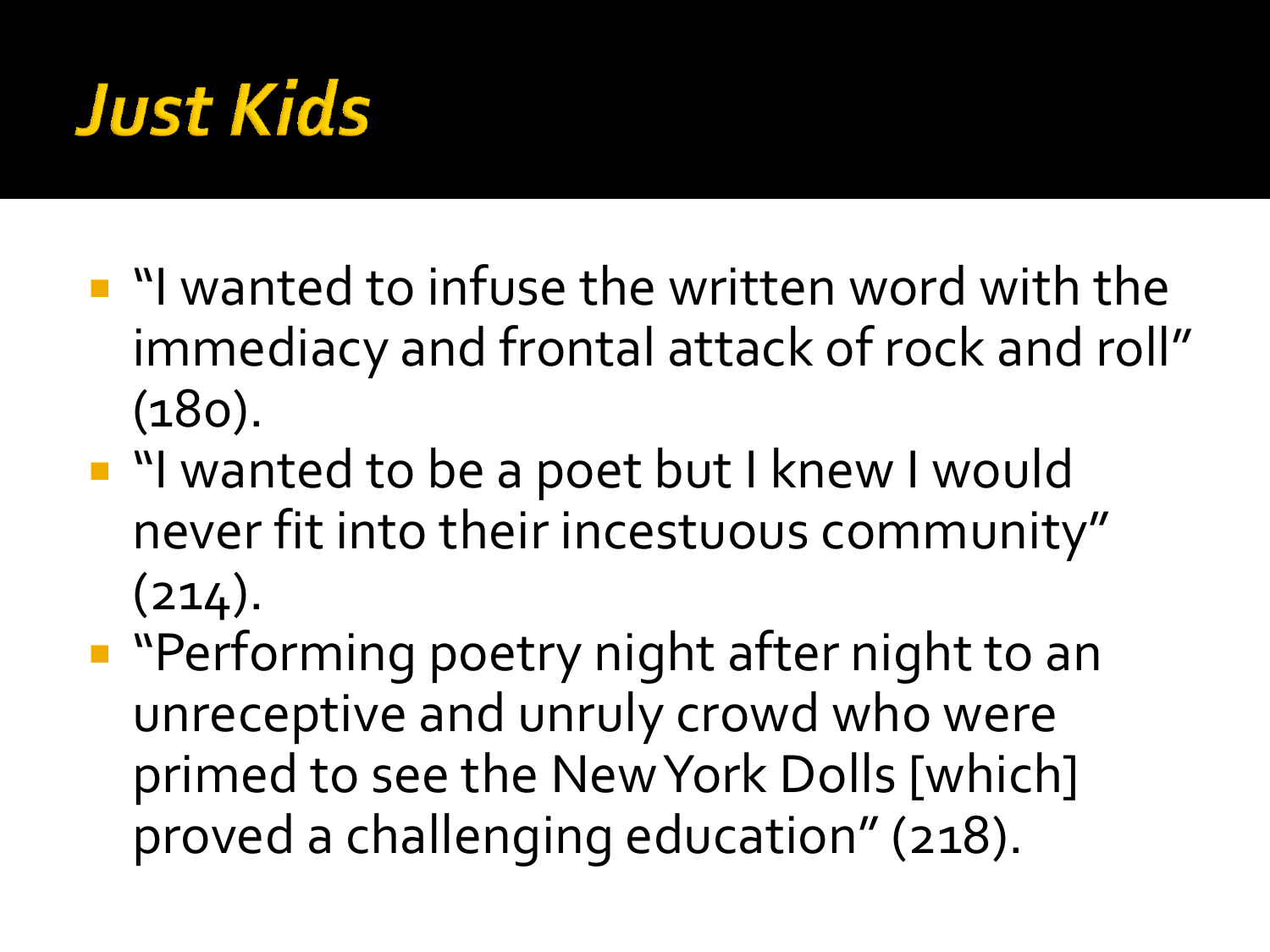# *Just Kids*

- "I wanted to infuse the written word with the immediacy and frontal attack of rock and roll" (180).
- "I wanted to be a poet but I knew I would never fit into their incestuous community" (214).
- "Performing poetry night after night to an unreceptive and unruly crowd who were primed to see the New York Dolls [which] proved a challenging education" (218).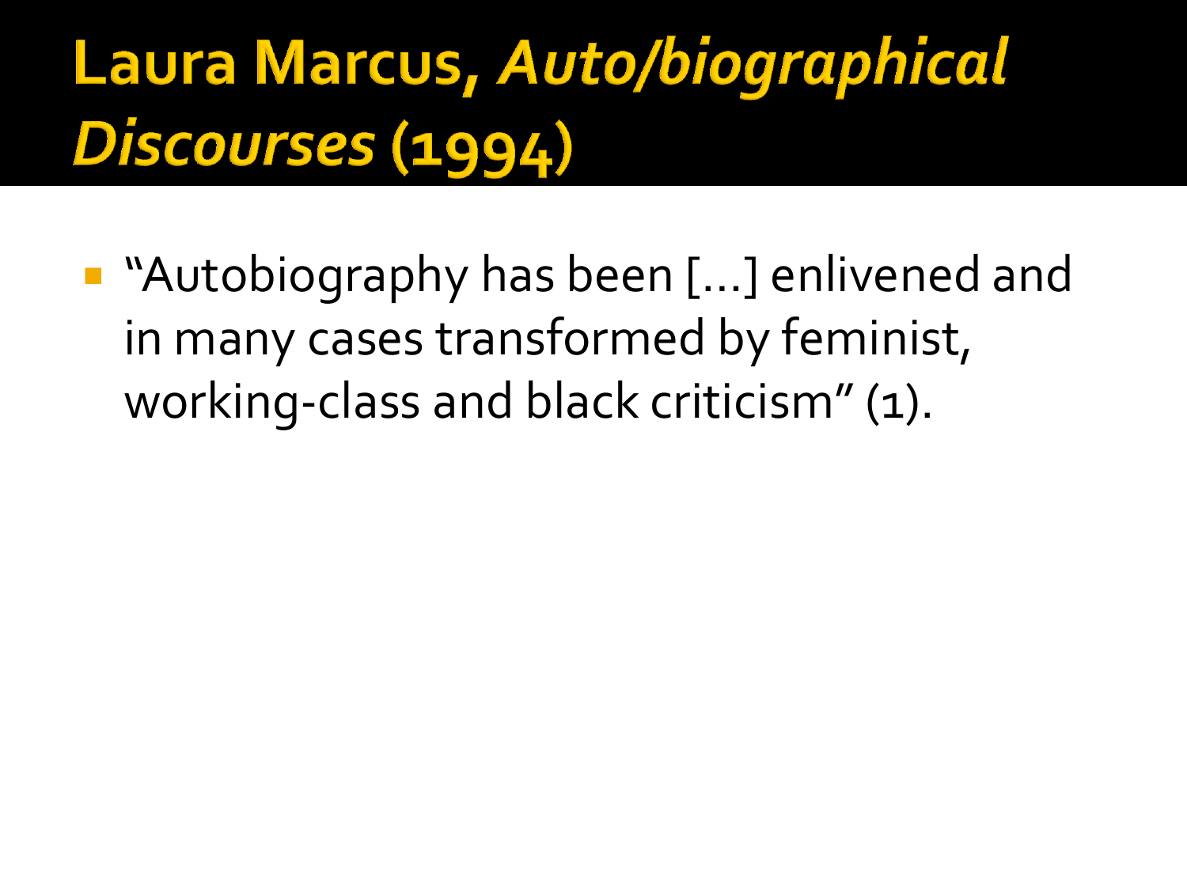# Laura Marcus, *Auto/biographical Discourses* (1994)

- "Autobiography has been [...] enlivened and in many cases transformed by feminist, working-class and black criticism" (1).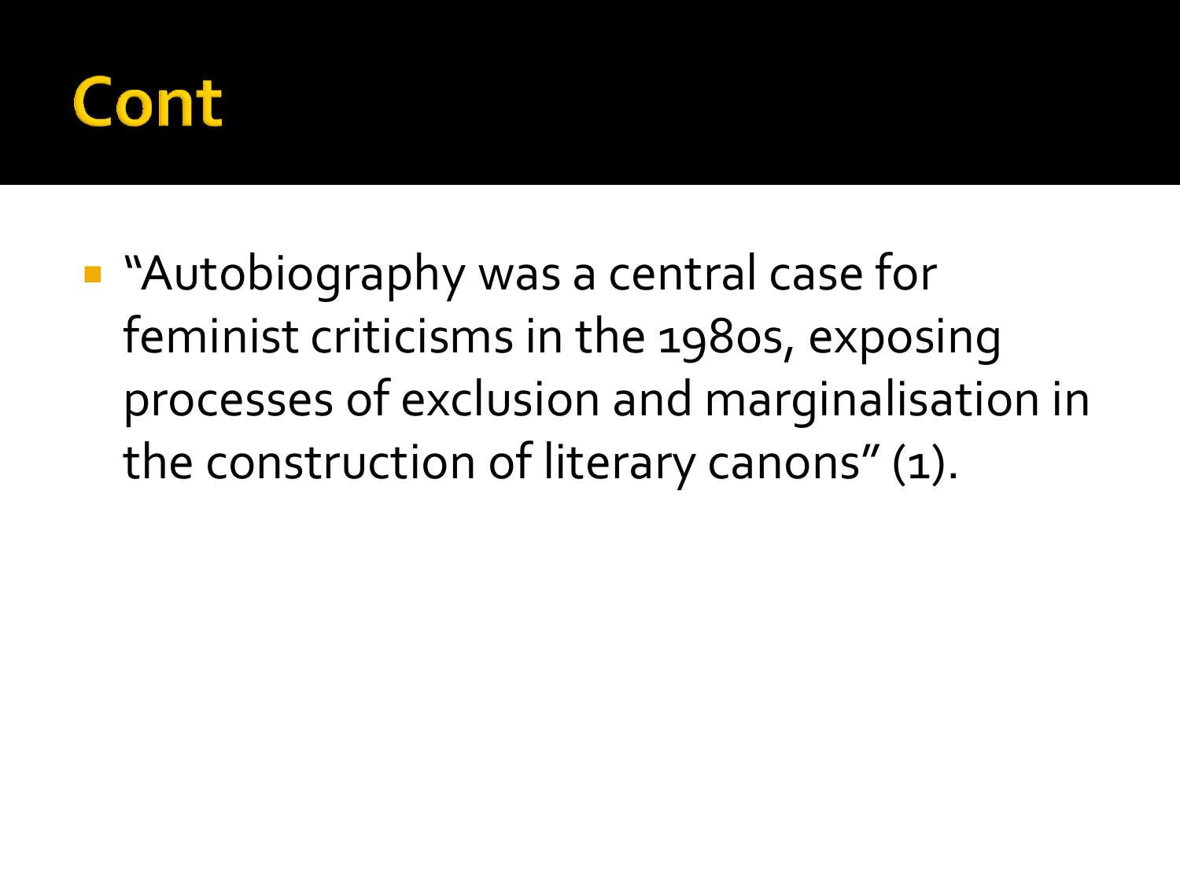# Cont

- "Autobiography was a central case for feminist criticisms in the 1980s, exposing processes of exclusion and marginalisation in the construction of literary canons" (1).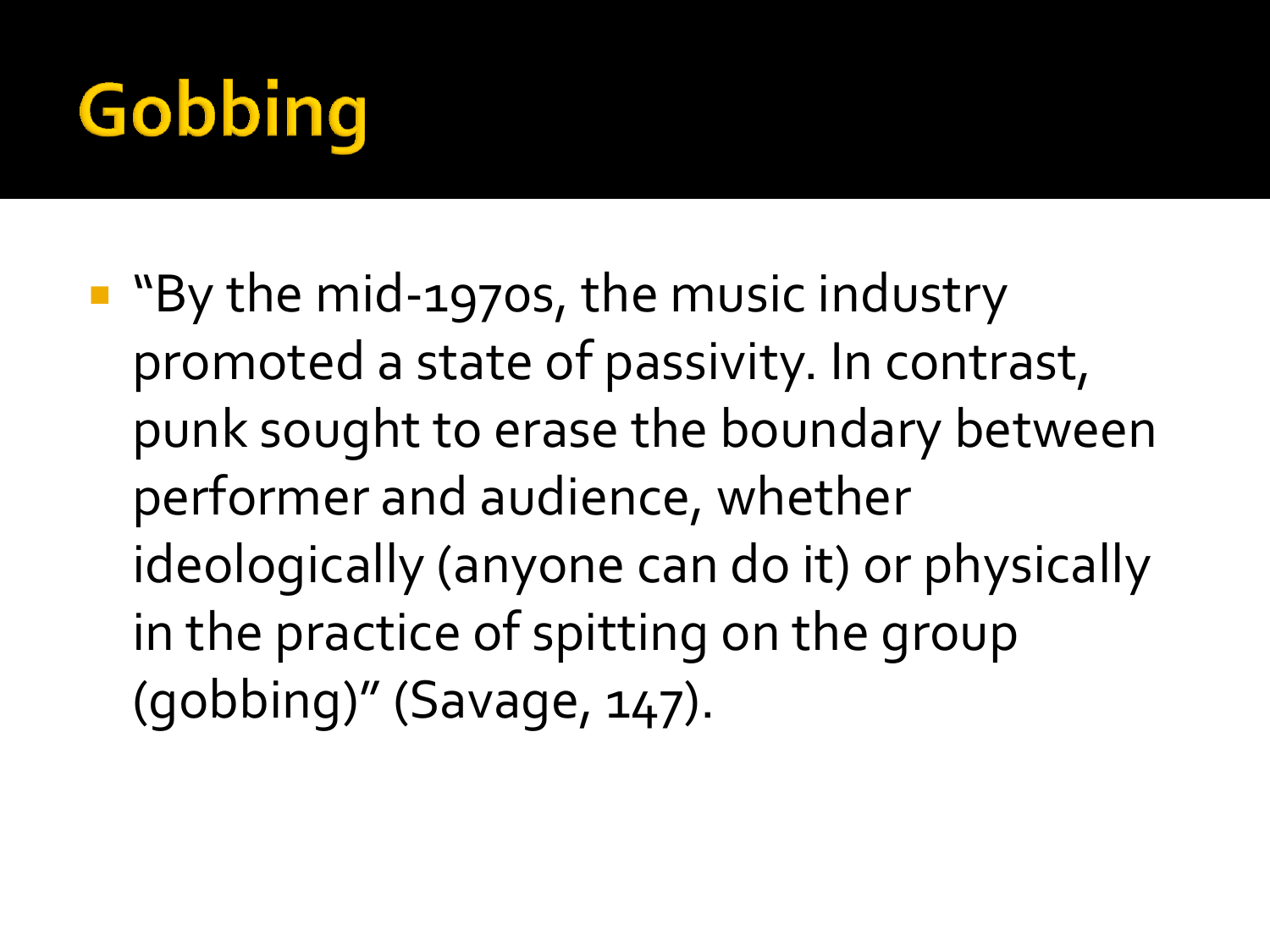# Gobbing

- "By the mid-1970s, the music industry promoted a state of passivity. In contrast, punk sought to erase the boundary between performer and audience, whether ideologically (anyone can do it) or physically in the practice of spitting on the group (gobbing)" (Savage, 147).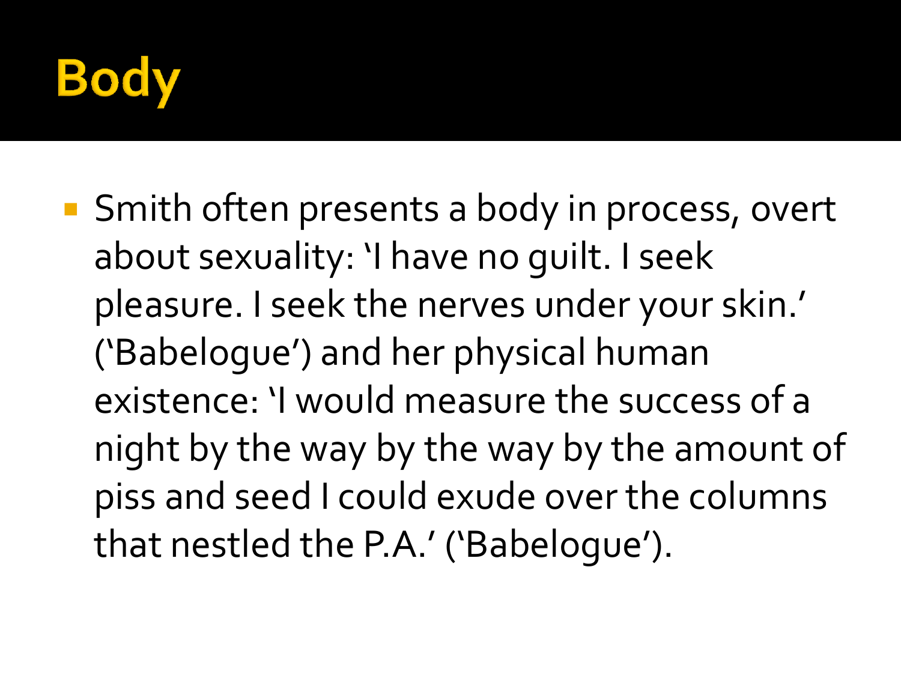# Body

- Smith often presents a body in process, overt about sexuality: 'I have no guilt. I seek pleasure. I seek the nerves under your skin.' ('Babelogue') and her physical human existence: 'I would measure the success of a night by the way by the way by the amount of piss and seed I could exude over the columns that nestled the P.A.' ('Babelogue').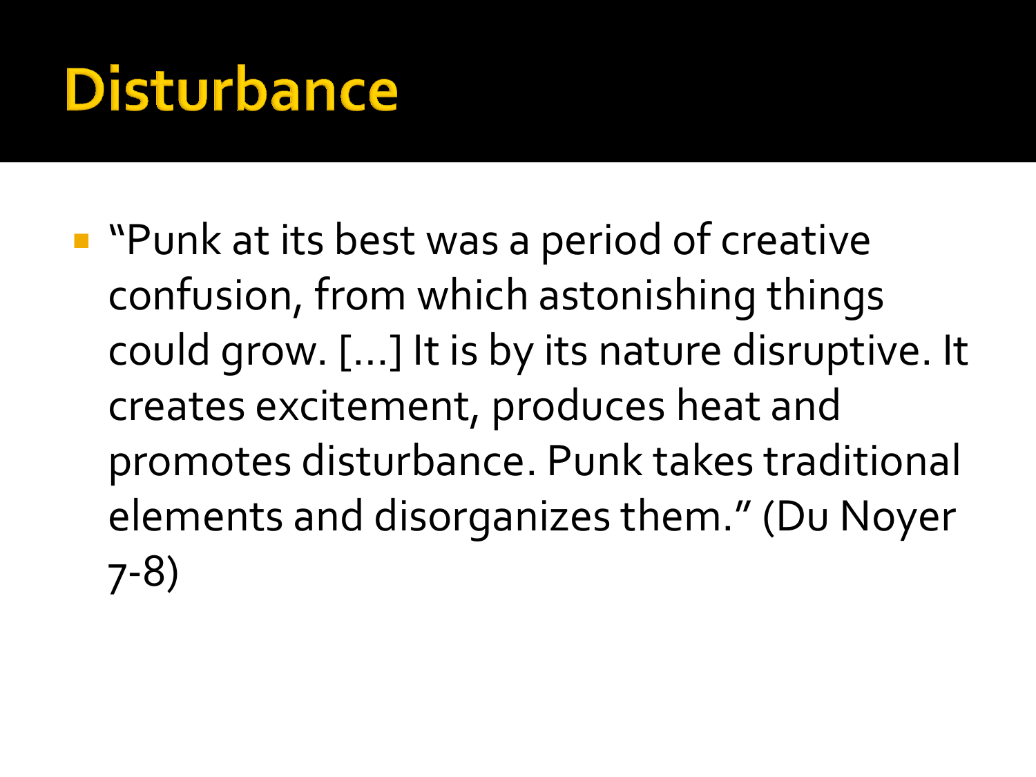# Disturbance

- "Punk at its best was a period of creative confusion, from which astonishing things could grow. [...] It is by its nature disruptive. It creates excitement, produces heat and promotes disturbance. Punk takes traditional elements and disorganizes them." (Du Noyer 7-8)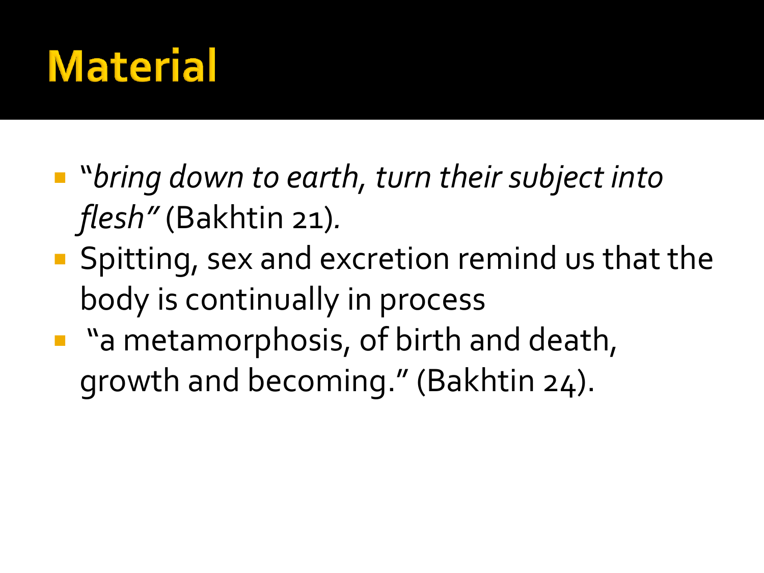# Material

- “*bring down to earth, turn their subject into flesh”* (Bakhtin 21)*.*
- Spitting, sex and excretion remind us that the body is continually in process
- “a metamorphosis, of birth and death, growth and becoming.” (Bakhtin 24).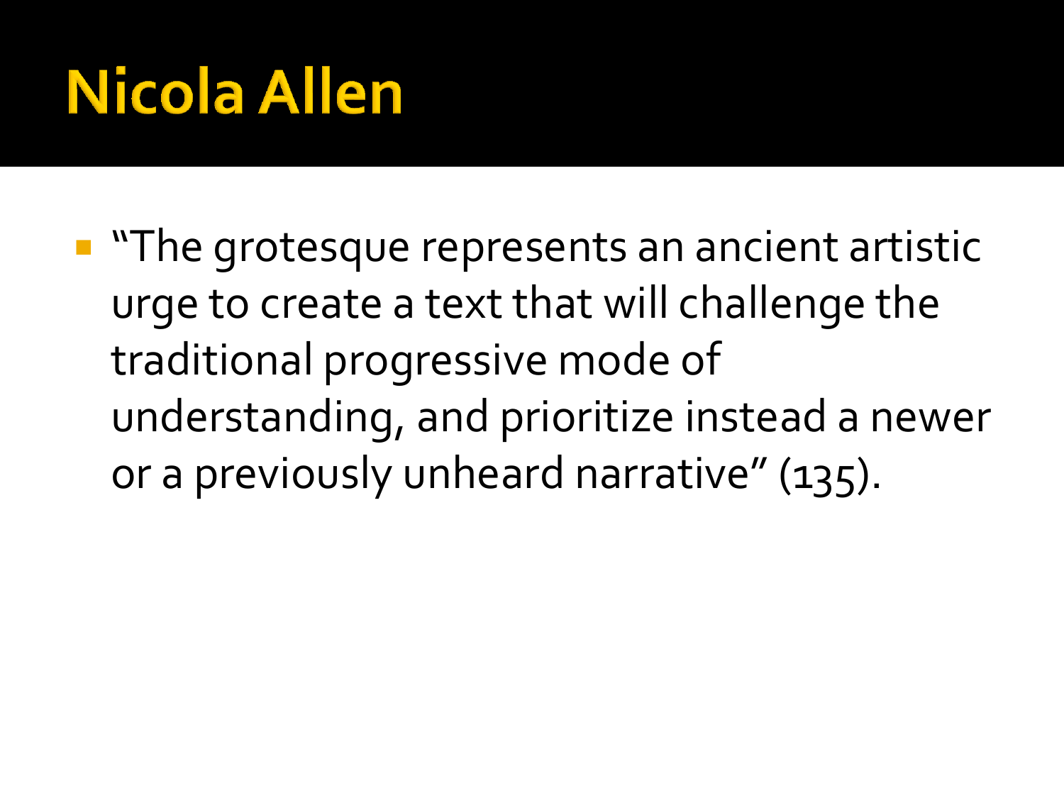# Nicola Allen

- "The grotesque represents an ancient artistic urge to create a text that will challenge the traditional progressive mode of understanding, and prioritize instead a newer or a previously unheard narrative" (135).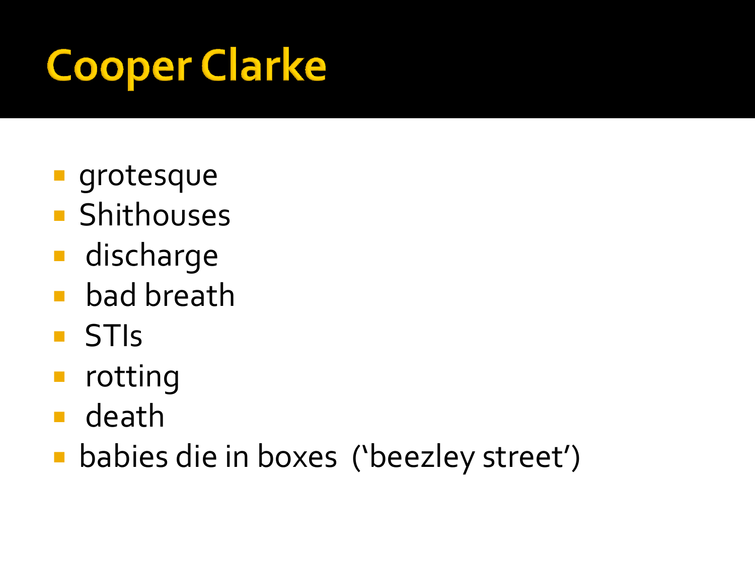# Cooper Clarke

- grotesque
- Shithouses
- discharge
- bad breath
- STIs
- rotting
- death
- babies die in boxes ('beezley street')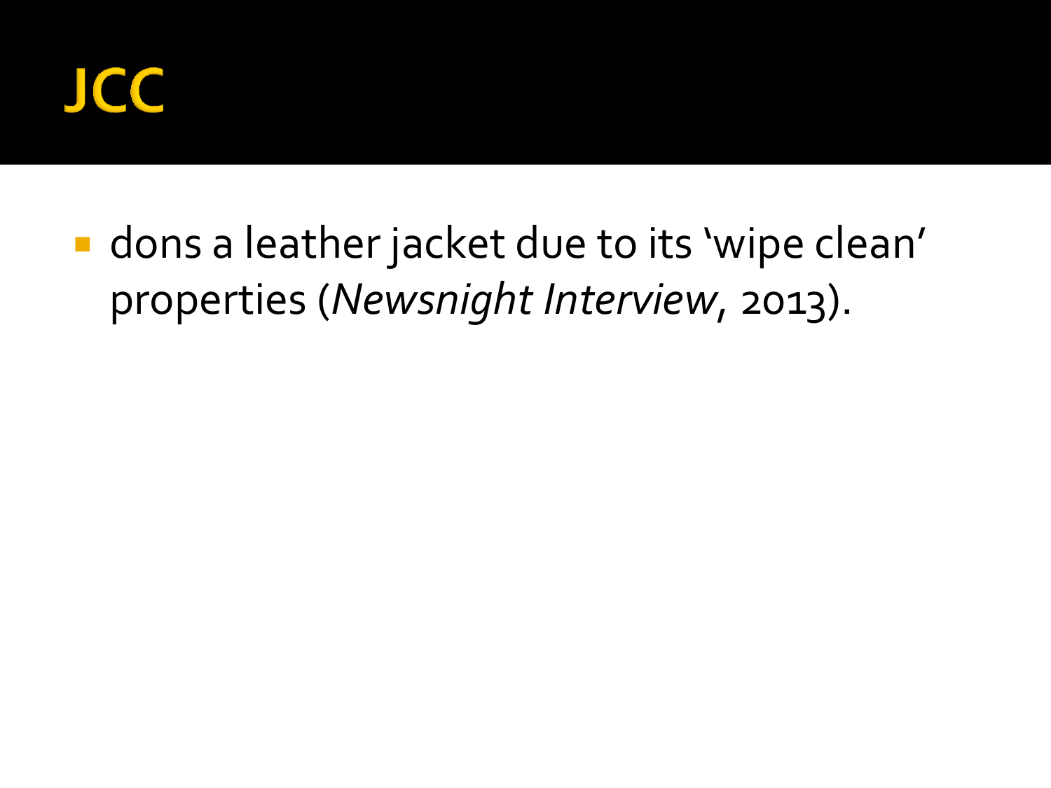# JCC

- dons a leather jacket due to its ‘wipe clean’ properties (*Newsnight Interview*, 2013).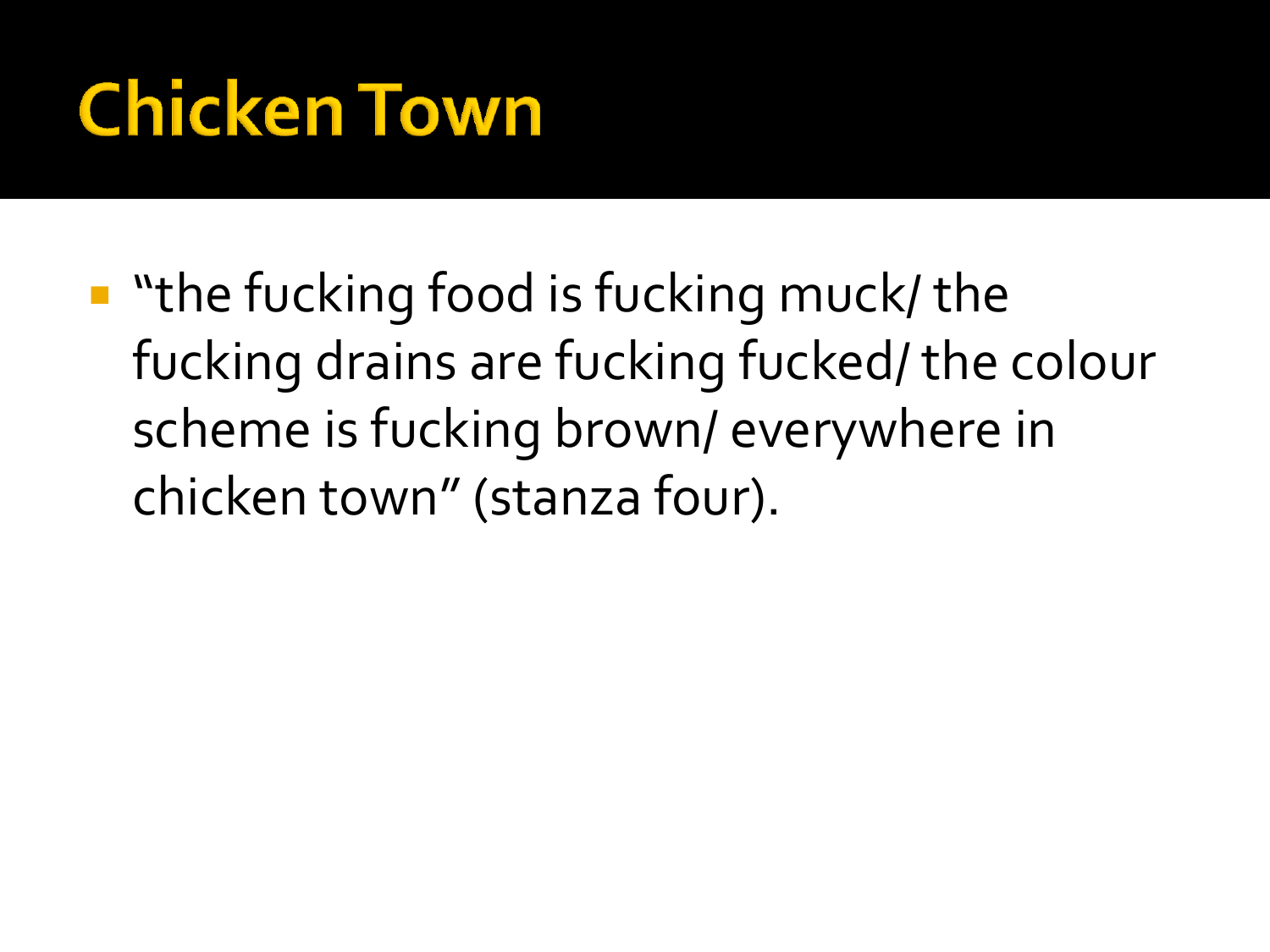# Chicken Town

- "the fucking food is fucking muck/ the fucking drains are fucking fucked/ the colour scheme is fucking brown/ everywhere in chicken town" (stanza four).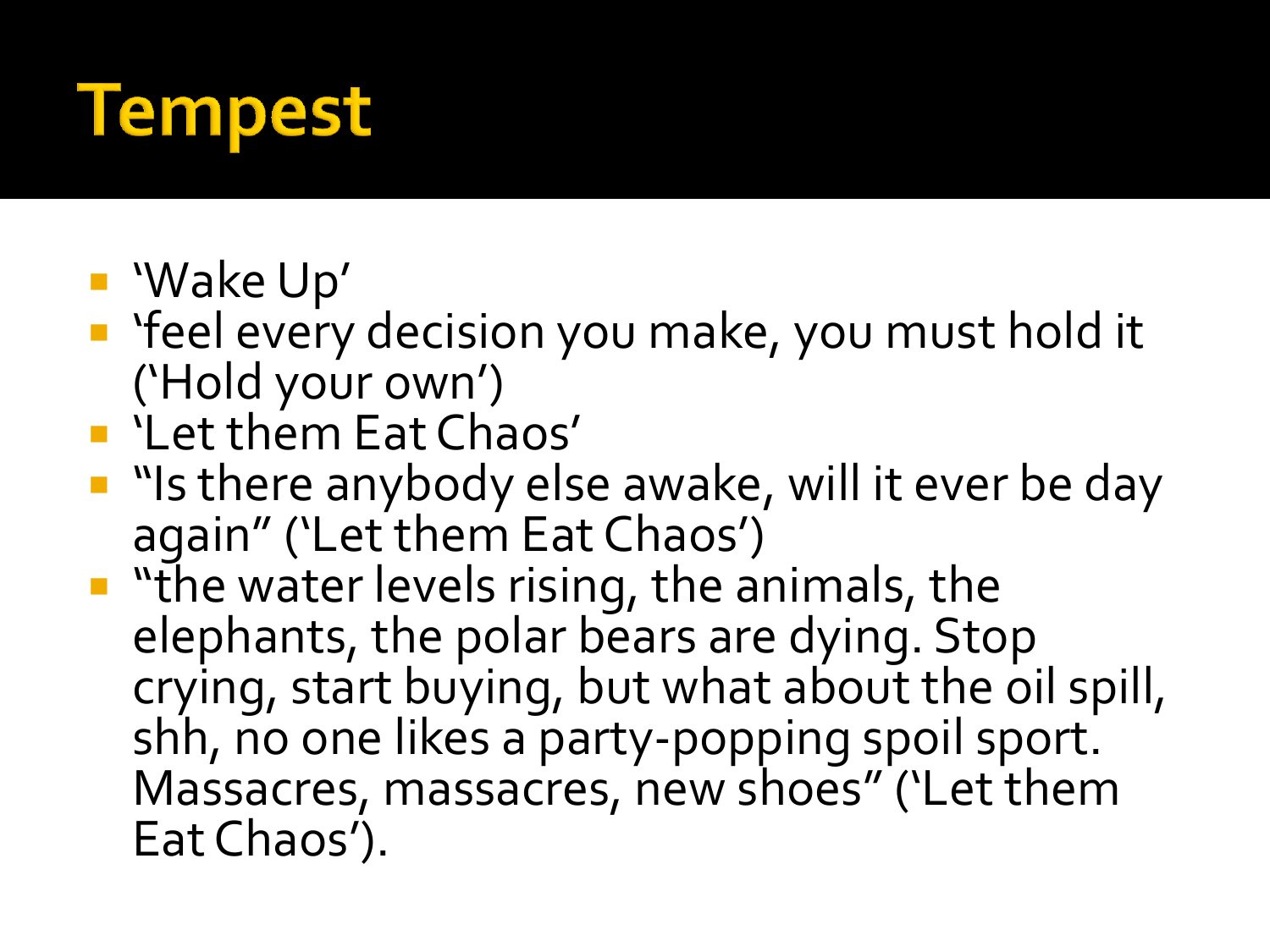# Tempest

- ‘Wake Up’
- ‘feel every decision you make, you must hold it (‘Hold your own’)
- ‘Let them Eat Chaos’
- “Is there anybody else awake, will it ever be day again” (‘Let them Eat Chaos’)
- “the water levels rising, the animals, the elephants, the polar bears are dying. Stop crying, start buying, but what about the oil spill, shh, no one likes a party-popping spoil sport. Massacres, massacres, new shoes” (‘Let them Eat Chaos’).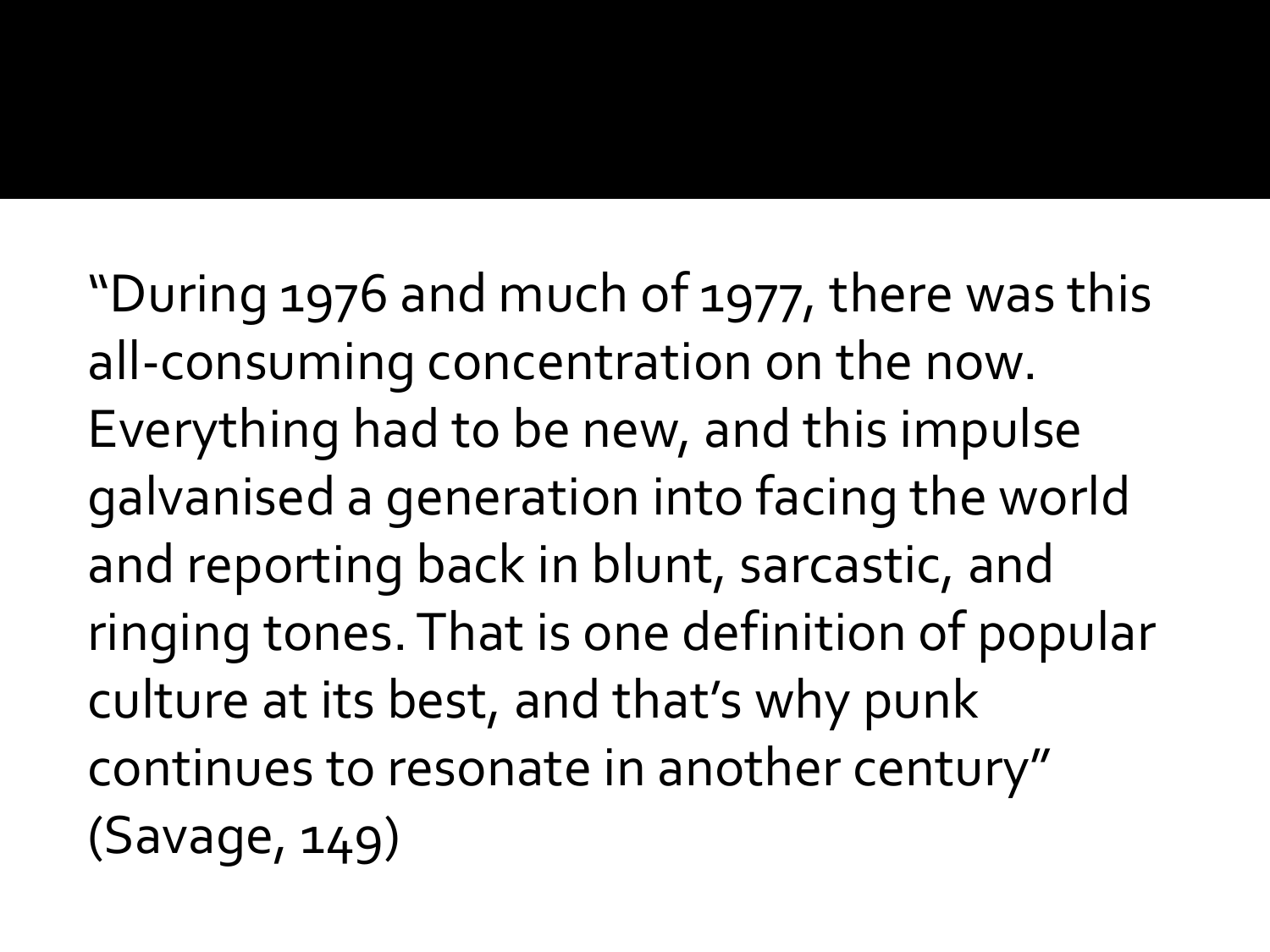"During 1976 and much of 1977, there was this all-consuming concentration on the now. Everything had to be new, and this impulse galvanised a generation into facing the world and reporting back in blunt, sarcastic, and ringing tones. That is one definition of popular culture at its best, and that's why punk continues to resonate in another century" (Savage, 149)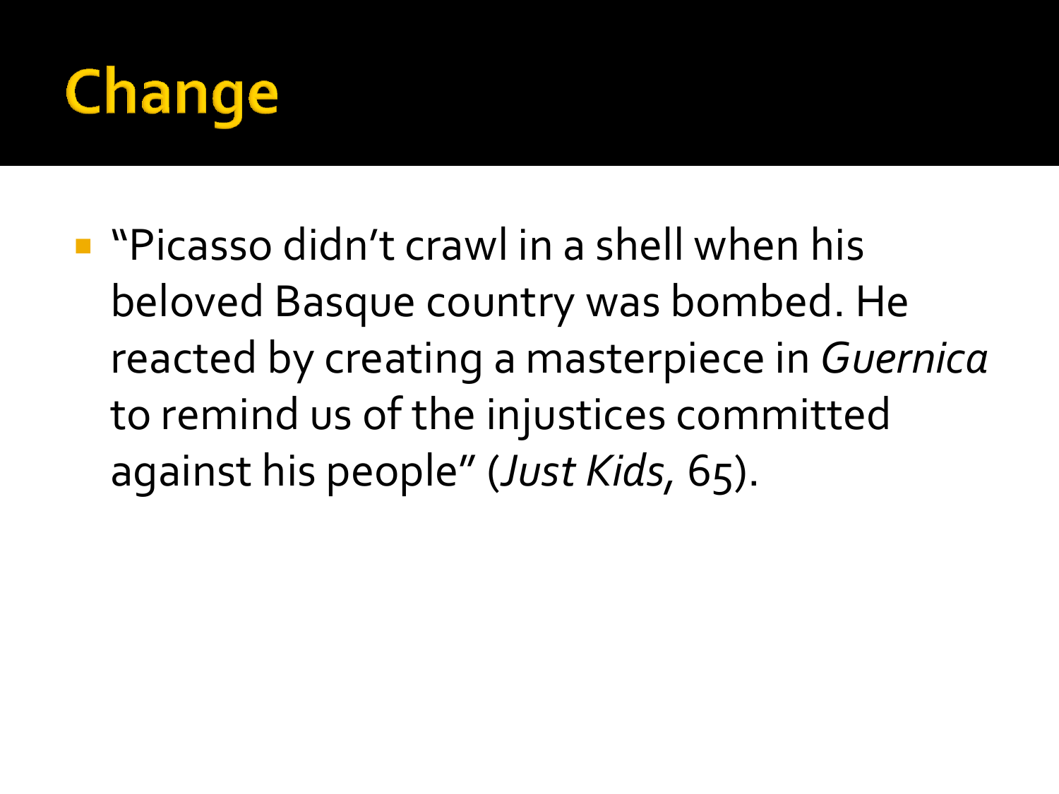# Change

- "Picasso didn't crawl in a shell when his beloved Basque country was bombed. He reacted by creating a masterpiece in *Guernica* to remind us of the injustices committed against his people" (*Just Kids*, 65).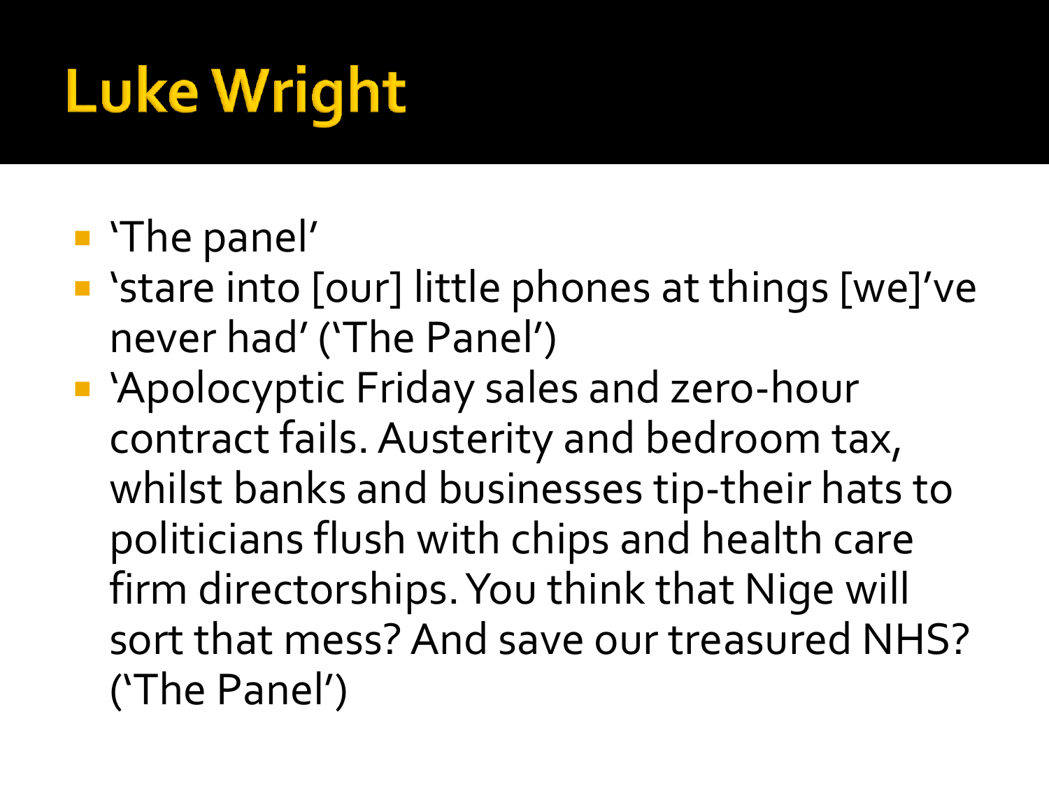# Luke Wright

- 'The panel'
- 'stare into [our] little phones at things [we]'ve never had' ('The Panel')
- 'Apolocyptic Friday sales and zero-hour contract fails. Austerity and bedroom tax, whilst banks and businesses tip-their hats to politicians flush with chips and health care firm directorships. You think that Nige will sort that mess? And save our treasured NHS? ('The Panel')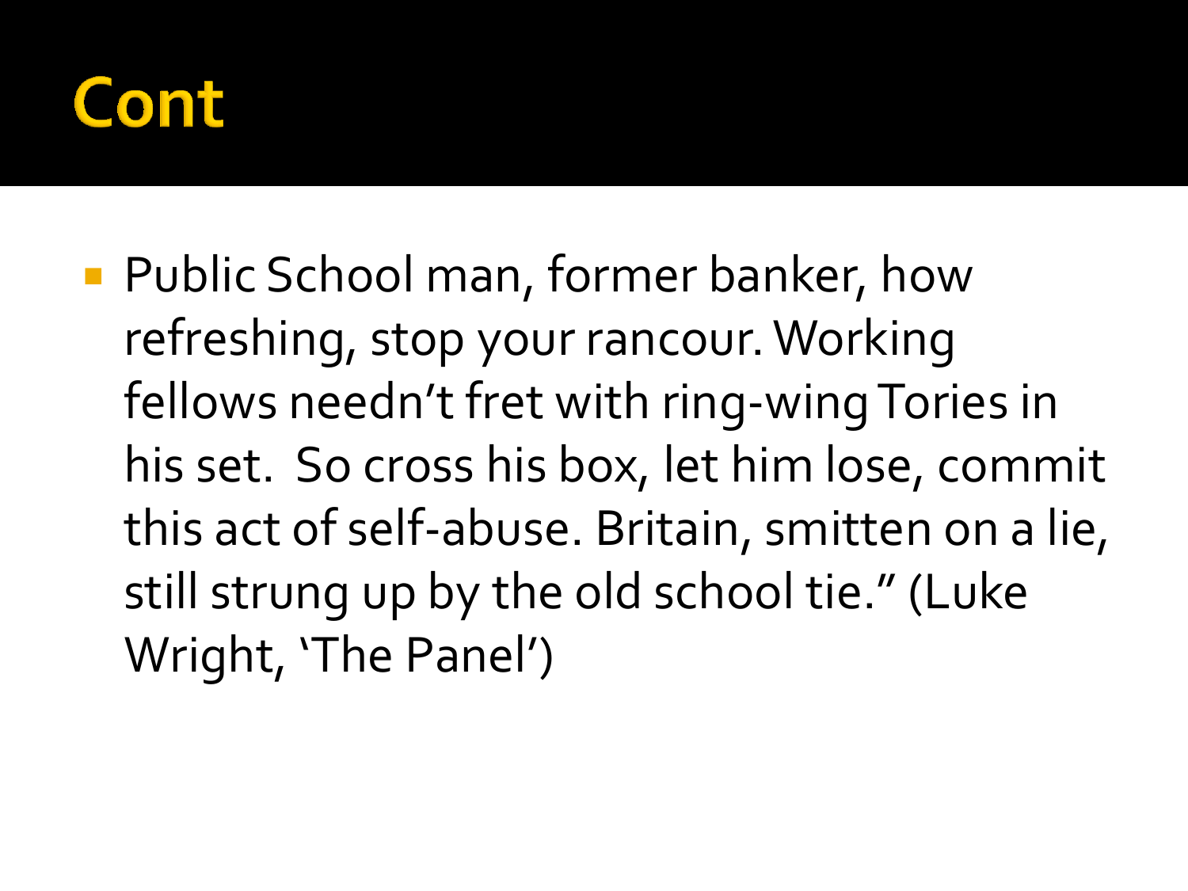# Cont

- Public School man, former banker, how refreshing, stop your rancour. Working fellows needn't fret with ring-wing Tories in his set.  So cross his box, let him lose, commit this act of self-abuse. Britain, smitten on a lie, still strung up by the old school tie." (Luke Wright, 'The Panel')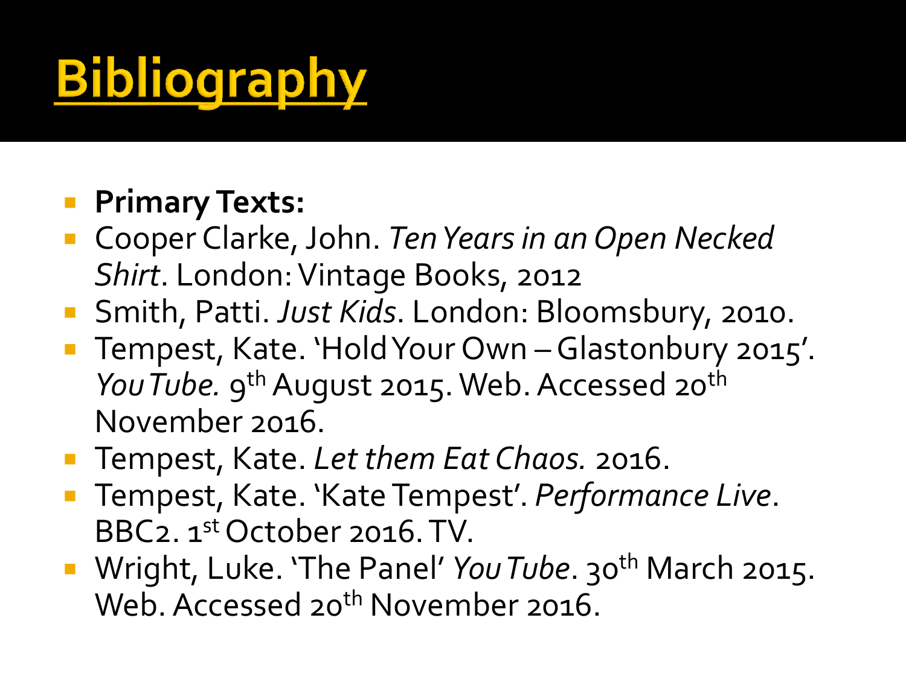# Bibliography

- **Primary Texts:**
- Cooper Clarke, John. *Ten Years in an Open Necked Shirt*. London: Vintage Books, 2012
- Smith, Patti. *Just Kids*. London: Bloomsbury, 2010.
- Tempest, Kate. 'Hold Your Own – Glastonbury 2015'. *You Tube.* 9th August 2015. Web. Accessed 20th November 2016.
- Tempest, Kate. *Let them Eat Chaos.* 2016.
- Tempest, Kate. 'Kate Tempest'. *Performance Live*. BBC2. 1st October 2016. TV.
- Wright, Luke. 'The Panel' *You Tube*. 30th March 2015. Web. Accessed 20th November 2016.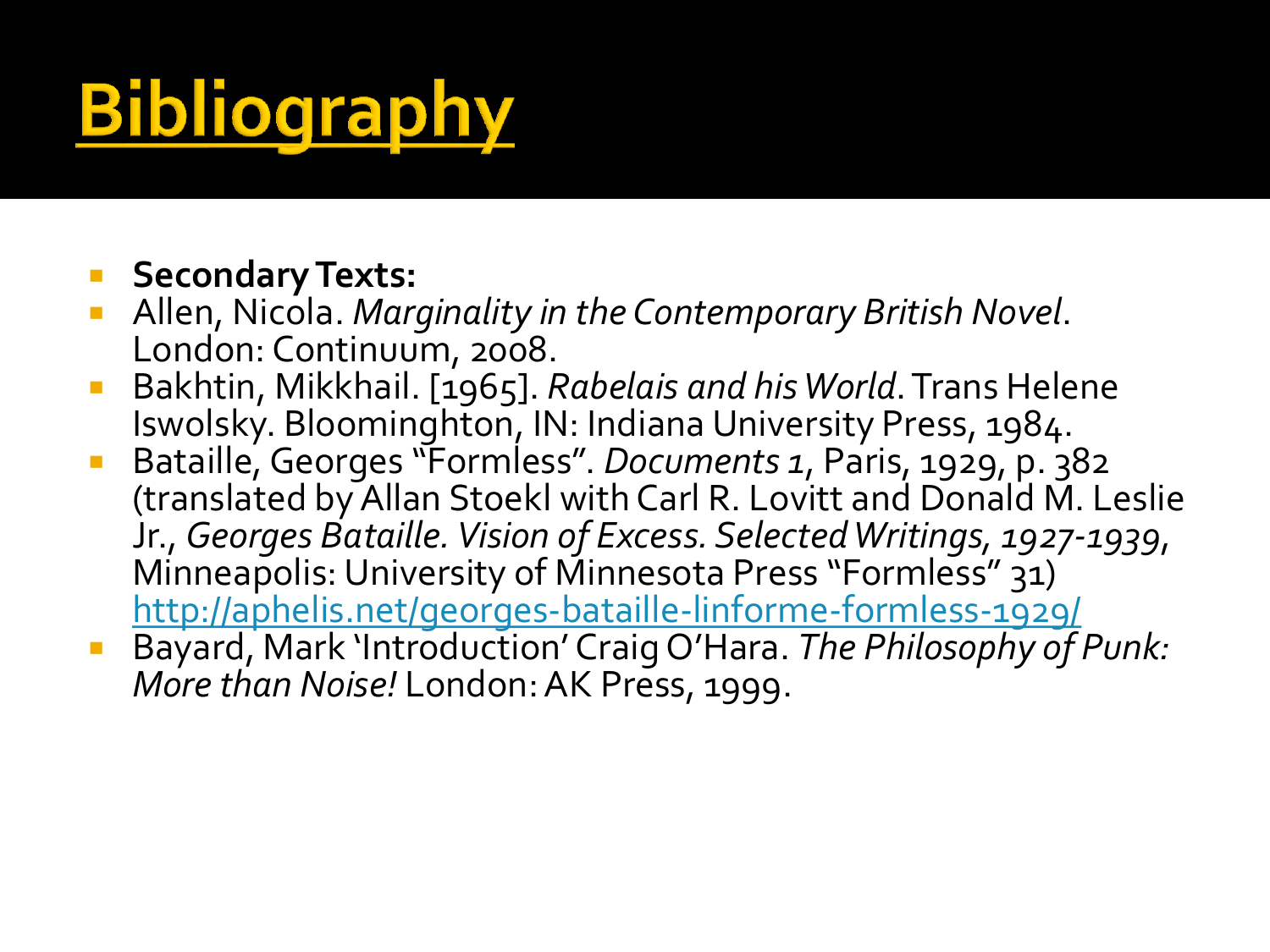# Bibliography

- **Secondary Texts:**
- Allen, Nicola. *Marginality in the Contemporary British Novel*. London: Continuum, 2008.
- Bakhtin, Mikkhail. [1965]. *Rabelais and his World*. Trans Helene Iswolsky. Bloominghton, IN: Indiana University Press, 1984.
- Bataille, Georges "Formless". *Documents 1*, Paris, 1929, p. 382 (translated by Allan Stoekl with Carl R. Lovitt and Donald M. Leslie Jr., *Georges Bataille. Vision of Excess. Selected Writings, 1927-1939*, Minneapolis: University of Minnesota Press "Formless" 31) http://aphelis.net/georges-bataille-linforme-formless-1929/
- Bayard, Mark 'Introduction' Craig O'Hara. *The Philosophy of Punk: More than Noise!* London: AK Press, 1999.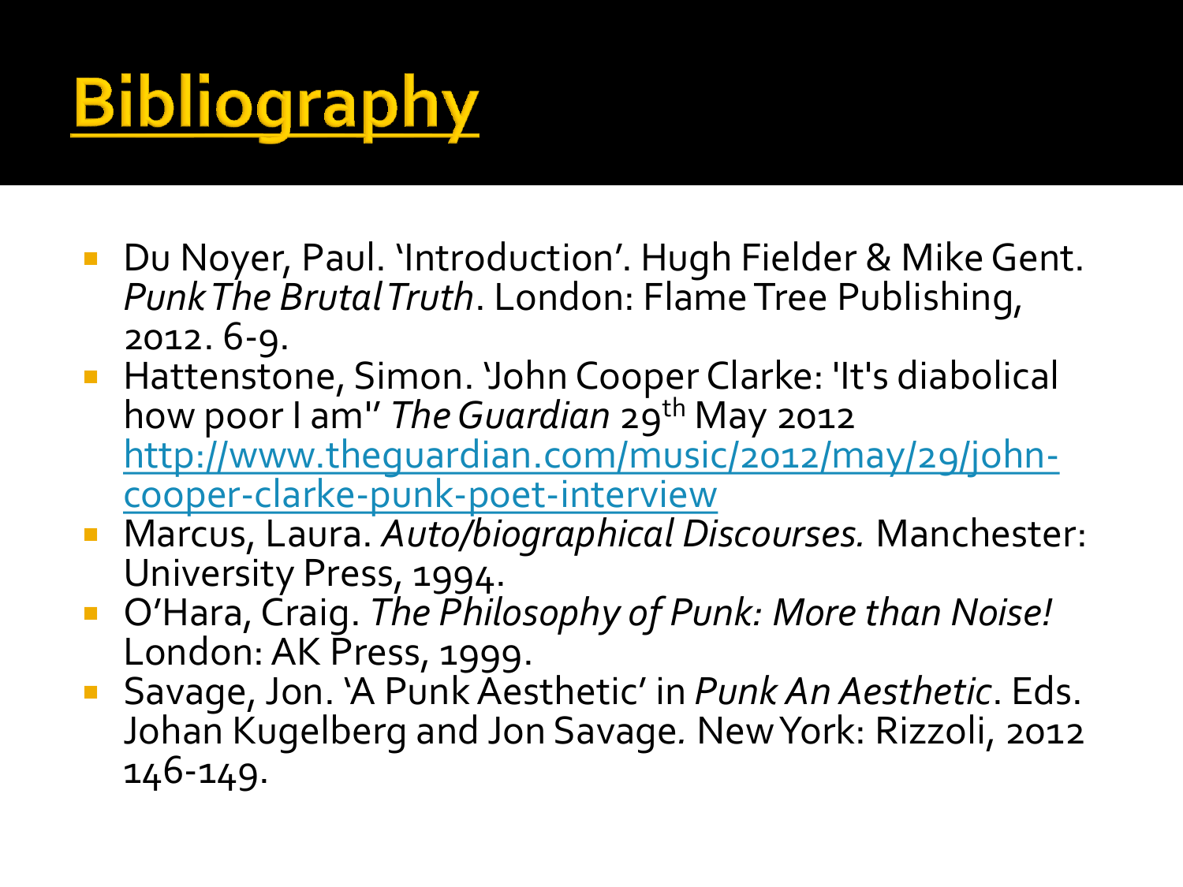# Bibliography

- Du Noyer, Paul. 'Introduction'. Hugh Fielder & Mike Gent. *Punk The Brutal Truth*. London: Flame Tree Publishing, 2012. 6-9.
- Hattenstone, Simon. 'John Cooper Clarke: 'It's diabolical how poor I am'' *The Guardian* 29th May 2012 http://www.theguardian.com/music/2012/may/29/john-cooper-clarke-punk-poet-interview
- Marcus, Laura. *Auto/biographical Discourses.* Manchester: University Press, 1994.
- O'Hara, Craig. *The Philosophy of Punk: More than Noise!* London: AK Press, 1999.
- Savage, Jon. 'A Punk Aesthetic' in *Punk An Aesthetic*. Eds. Johan Kugelberg and Jon Savage. New York: Rizzoli, 2012 146-149.